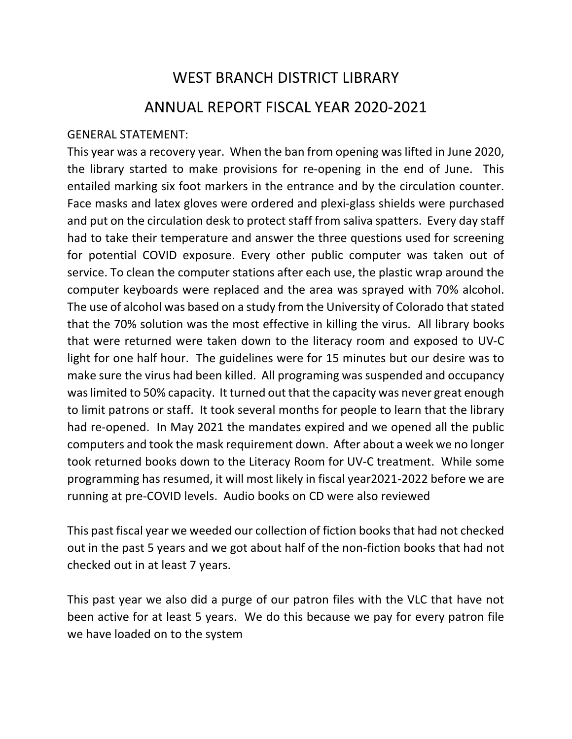# WEST BRANCH DISTRICT LIBRARY

## ANNUAL REPORT FISCAL YEAR 2020-2021

GENERAL STATEMENT:

This year was a recovery year. When the ban from opening was lifted in June 2020, the library started to make provisions for re-opening in the end of June. This entailed marking six foot markers in the entrance and by the circulation counter. Face masks and latex gloves were ordered and plexi-glass shields were purchased and put on the circulation desk to protect staff from saliva spatters. Every day staff had to take their temperature and answer the three questions used for screening for potential COVID exposure. Every other public computer was taken out of service. To clean the computer stations after each use, the plastic wrap around the computer keyboards were replaced and the area was sprayed with 70% alcohol. The use of alcohol was based on a study from the University of Colorado that stated that the 70% solution was the most effective in killing the virus. All library books that were returned were taken down to the literacy room and exposed to UV-C light for one half hour. The guidelines were for 15 minutes but our desire was to make sure the virus had been killed. All programing was suspended and occupancy was limited to 50% capacity. It turned out that the capacity was never great enough to limit patrons or staff. It took several months for people to learn that the library had re-opened. In May 2021 the mandates expired and we opened all the public computers and took the mask requirement down. After about a week we no longer took returned books down to the Literacy Room for UV-C treatment. While some programming has resumed, it will most likely in fiscal year2021-2022 before we are running at pre-COVID levels. Audio books on CD were also reviewed

This past fiscal year we weeded our collection of fiction books that had not checked out in the past 5 years and we got about half of the non-fiction books that had not checked out in at least 7 years.

This past year we also did a purge of our patron files with the VLC that have not been active for at least 5 years. We do this because we pay for every patron file we have loaded on to the system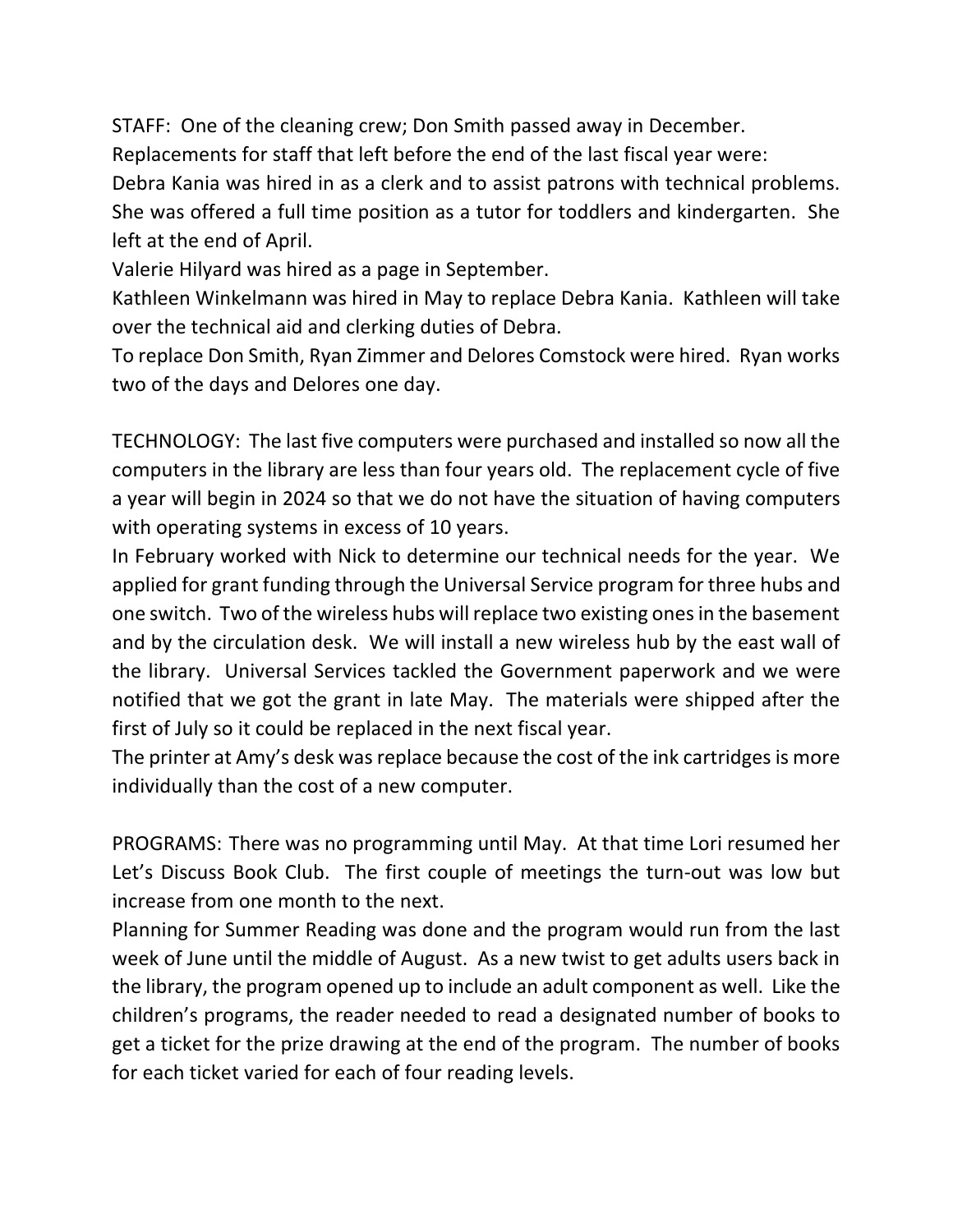STAFF: One of the cleaning crew; Don Smith passed away in December.
Replacements for staff that left before the end of the last fiscal year were:
Debra Kania was hired in as a clerk and to assist patrons with technical problems. She was offered a full time position as a tutor for toddlers and kindergarten. She left at the end of April.
Valerie Hilyard was hired as a page in September.
Kathleen Winkelmann was hired in May to replace Debra Kania. Kathleen will take over the technical aid and clerking duties of Debra.
To replace Don Smith, Ryan Zimmer and Delores Comstock were hired. Ryan works two of the days and Delores one day.

TECHNOLOGY: The last five computers were purchased and installed so now all the computers in the library are less than four years old. The replacement cycle of five a year will begin in 2024 so that we do not have the situation of having computers with operating systems in excess of 10 years.
In February worked with Nick to determine our technical needs for the year. We applied for grant funding through the Universal Service program for three hubs and one switch. Two of the wireless hubs will replace two existing ones in the basement and by the circulation desk. We will install a new wireless hub by the east wall of the library. Universal Services tackled the Government paperwork and we were notified that we got the grant in late May. The materials were shipped after the first of July so it could be replaced in the next fiscal year.
The printer at Amy's desk was replace because the cost of the ink cartridges is more individually than the cost of a new computer.

PROGRAMS: There was no programming until May. At that time Lori resumed her Let's Discuss Book Club. The first couple of meetings the turn-out was low but increase from one month to the next.
Planning for Summer Reading was done and the program would run from the last week of June until the middle of August. As a new twist to get adults users back in the library, the program opened up to include an adult component as well. Like the children's programs, the reader needed to read a designated number of books to get a ticket for the prize drawing at the end of the program. The number of books for each ticket varied for each of four reading levels.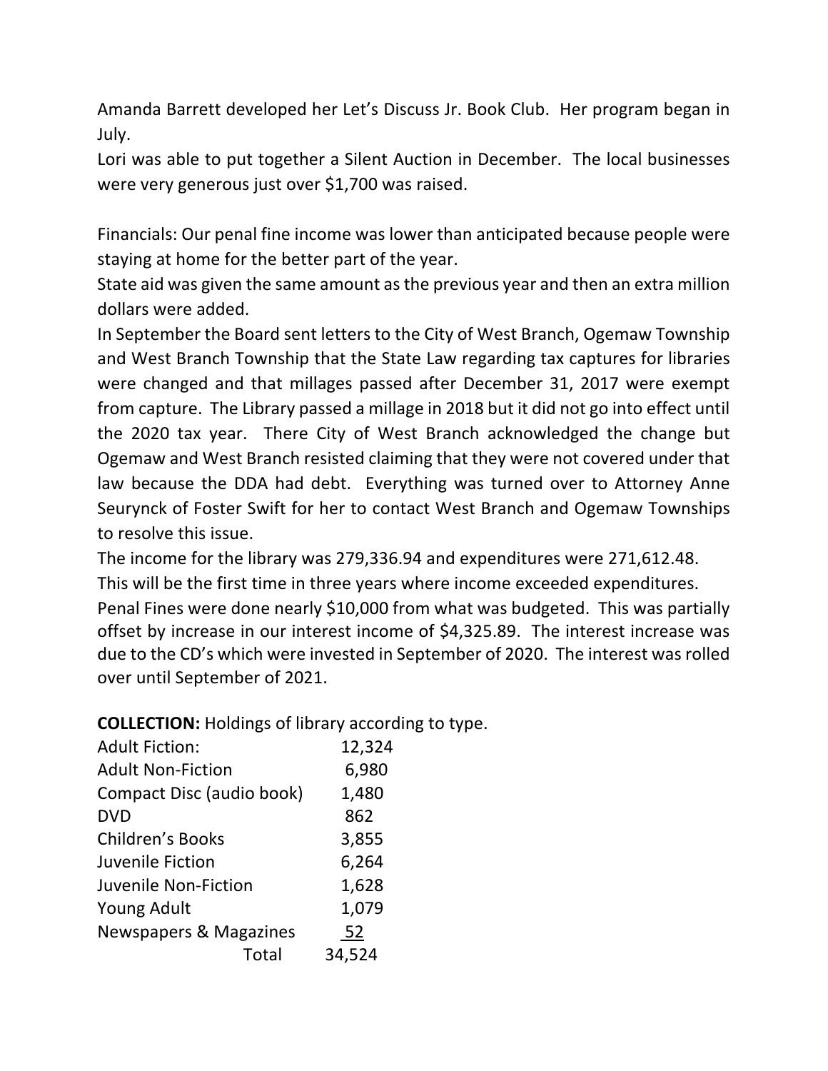Amanda Barrett developed her Let's Discuss Jr. Book Club. Her program began in July.

Lori was able to put together a Silent Auction in December. The local businesses were very generous just over $1,700 was raised.

Financials: Our penal fine income was lower than anticipated because people were staying at home for the better part of the year.

State aid was given the same amount as the previous year and then an extra million dollars were added.

In September the Board sent letters to the City of West Branch, Ogemaw Township and West Branch Township that the State Law regarding tax captures for libraries were changed and that millages passed after December 31, 2017 were exempt from capture. The Library passed a millage in 2018 but it did not go into effect until the 2020 tax year. There City of West Branch acknowledged the change but Ogemaw and West Branch resisted claiming that they were not covered under that law because the DDA had debt. Everything was turned over to Attorney Anne Seurynck of Foster Swift for her to contact West Branch and Ogemaw Townships to resolve this issue.

The income for the library was 279,336.94 and expenditures were 271,612.48.

This will be the first time in three years where income exceeded expenditures.

Penal Fines were done nearly $10,000 from what was budgeted. This was partially offset by increase in our interest income of $4,325.89. The interest increase was due to the CD's which were invested in September of 2020. The interest was rolled over until September of 2021.

**COLLECTION:** Holdings of library according to type.

| | |
|---|---|
| Adult Fiction: | 12,324 |
| Adult Non-Fiction | 6,980 |
| Compact Disc (audio book) | 1,480 |
| DVD | 862 |
| Children's Books | 3,855 |
| Juvenile Fiction | 6,264 |
| Juvenile Non-Fiction | 1,628 |
| Young Adult | 1,079 |
| Newspapers & Magazines | 52 |
| Total | 34,524 |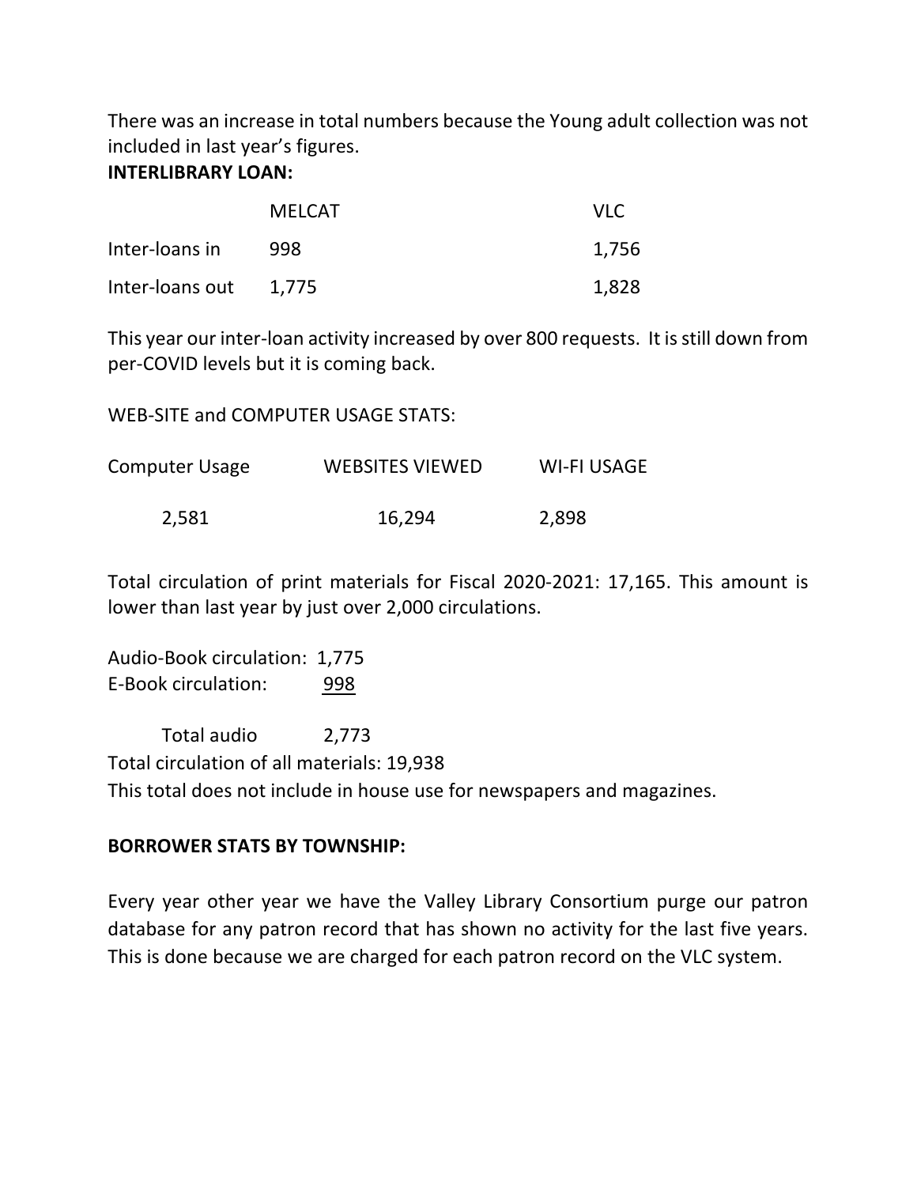There was an increase in total numbers because the Young adult collection was not included in last year's figures.

**INTERLIBRARY LOAN:**

| | MELCAT | VLC |
|---|---|---|
| Inter-loans in | 998 | 1,756 |
| Inter-loans out | 1,775 | 1,828 |

This year our inter-loan activity increased by over 800 requests. It is still down from per-COVID levels but it is coming back.

WEB-SITE and COMPUTER USAGE STATS:

| Computer Usage | WEBSITES VIEWED | WI-FI USAGE |
|---|---|---|
| 2,581 | 16,294 | 2,898 |

Total circulation of print materials for Fiscal 2020-2021: 17,165. This amount is lower than last year by just over 2,000 circulations.

Audio-Book circulation: 1,775
E-Book circulation: 998

Total audio 2,773
Total circulation of all materials: 19,938
This total does not include in house use for newspapers and magazines.

**BORROWER STATS BY TOWNSHIP:**

Every year other year we have the Valley Library Consortium purge our patron database for any patron record that has shown no activity for the last five years. This is done because we are charged for each patron record on the VLC system.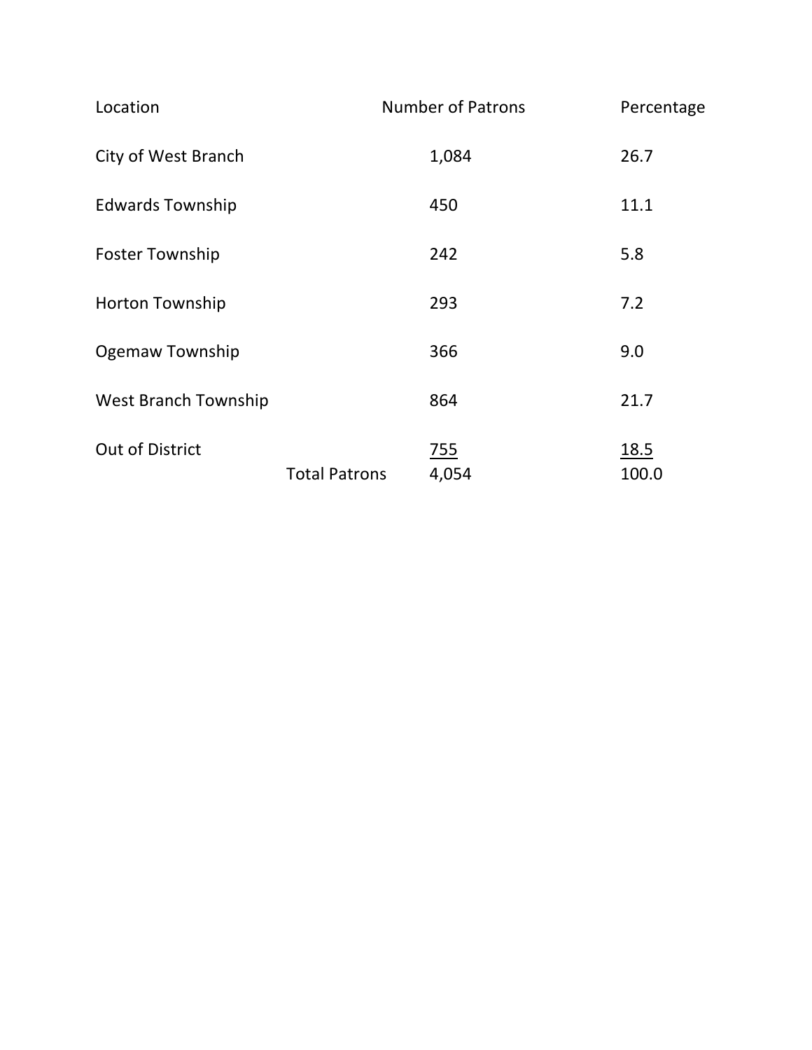| Location | Number of Patrons | Percentage |
| --- | --- | --- |
| City of West Branch | 1,084 | 26.7 |
| Edwards Township | 450 | 11.1 |
| Foster Township | 242 | 5.8 |
| Horton Township | 293 | 7.2 |
| Ogemaw Township | 366 | 9.0 |
| West Branch Township | 864 | 21.7 |
| Out of District | 755 | 18.5 |
| Total Patrons | 4,054 | 100.0 |